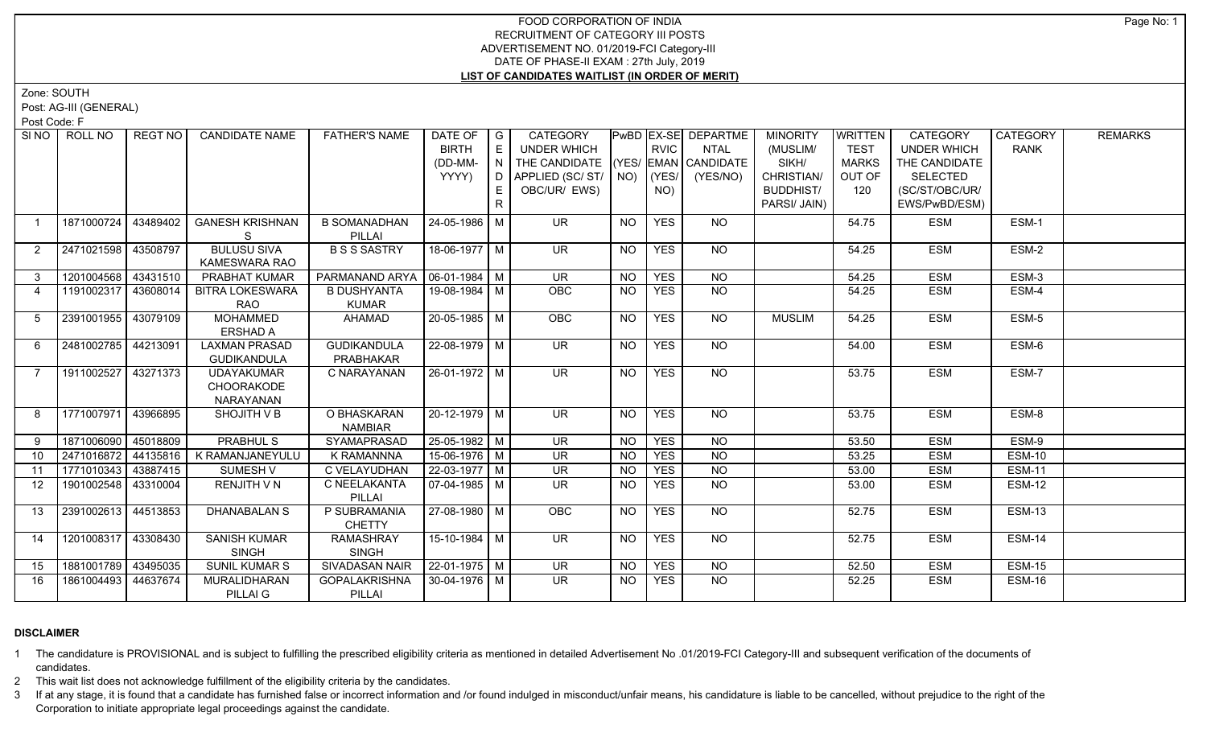# FOOD CORPORATION OF INDIA
## RECRUITMENT OF CATEGORY III POSTS
## ADVERTISEMENT NO. 01/2019-FCI Category-III
## DATE OF PHASE-II EXAM : 27th July, 2019
## LIST OF CANDIDATES WAITLIST (IN ORDER OF MERIT)

Zone: SOUTH

Post: AG-III (GENERAL)

Post Code: F

| Sl NO | ROLL NO | REGT NO | CANDIDATE NAME | FATHER'S NAME | DATE OF BIRTH (DD-MM-YYYY) | GENDER | CATEGORY UNDER WHICH THE CANDIDATE APPLIED (SC/ ST/ OBC/UR/ EWS) | PwBD (YES/ NO) | EX-SERVICEMAN (YES/ NO) | DEPARTMENTAL CANDIDATE (YES/NO) | MINORITY (MUSLIM/ SIKH/ CHRISTIAN/ BUDDHIST/ PARSI/ JAIN) | WRITTEN TEST MARKS OUT OF 120 | CATEGORY UNDER WHICH THE CANDIDATE SELECTED (SC/ST/OBC/UR/ EWS/PwBD/ESM) | CATEGORY RANK | REMARKS |
|---|---|---|---|---|---|---|---|---|---|---|---|---|---|---|---|
| 1 | 1871000724 | 43489402 | GANESH KRISHNAN S | B SOMANADHAN PILLAI | 24-05-1986 | M | UR | NO | YES | NO | | 54.75 | ESM | ESM-1 | |
| 2 | 2471021598 | 43508797 | BULUSU SIVA KAMESWARA RAO | B S S SASTRY | 18-06-1977 | M | UR | NO | YES | NO | | 54.25 | ESM | ESM-2 | |
| 3 | 1201004568 | 43431510 | PRABHAT KUMAR | PARMANAND ARYA | 06-01-1984 | M | UR | NO | YES | NO | | 54.25 | ESM | ESM-3 | |
| 4 | 1191002317 | 43608014 | BITRA LOKESWARA RAO | B DUSHYANTA KUMAR | 19-08-1984 | M | OBC | NO | YES | NO | | 54.25 | ESM | ESM-4 | |
| 5 | 2391001955 | 43079109 | MOHAMMED ERSHAD A | AHAMAD | 20-05-1985 | M | OBC | NO | YES | NO | MUSLIM | 54.25 | ESM | ESM-5 | |
| 6 | 2481002785 | 44213091 | LAXMAN PRASAD GUDIKANDULA | GUDIKANDULA PRABHAKAR | 22-08-1979 | M | UR | NO | YES | NO | | 54.00 | ESM | ESM-6 | |
| 7 | 1911002527 | 43271373 | UDAYAKUMAR CHOORAKODE NARAYANAN | C NARAYANAN | 26-01-1972 | M | UR | NO | YES | NO | | 53.75 | ESM | ESM-7 | |
| 8 | 1771007971 | 43966895 | SHOJITH V B | O BHASKARAN NAMBIAR | 20-12-1979 | M | UR | NO | YES | NO | | 53.75 | ESM | ESM-8 | |
| 9 | 1871006090 | 45018809 | PRABHUL S | SYAMAPRASAD | 25-05-1982 | M | UR | NO | YES | NO | | 53.50 | ESM | ESM-9 | |
| 10 | 2471016872 | 44135816 | K RAMANJANEYULU | K RAMANNNA | 15-06-1976 | M | UR | NO | YES | NO | | 53.25 | ESM | ESM-10 | |
| 11 | 1771010343 | 43887415 | SUMESH V | C VELAYUDHAN | 22-03-1977 | M | UR | NO | YES | NO | | 53.00 | ESM | ESM-11 | |
| 12 | 1901002548 | 43310004 | RENJITH V N | C NEELAKANTA PILLAI | 07-04-1985 | M | UR | NO | YES | NO | | 53.00 | ESM | ESM-12 | |
| 13 | 2391002613 | 44513853 | DHANABALAN S | P SUBRAMANIA CHETTY | 27-08-1980 | M | OBC | NO | YES | NO | | 52.75 | ESM | ESM-13 | |
| 14 | 1201008317 | 43308430 | SANISH KUMAR SINGH | RAMASHRAY SINGH | 15-10-1984 | M | UR | NO | YES | NO | | 52.75 | ESM | ESM-14 | |
| 15 | 1881001789 | 43495035 | SUNIL KUMAR S | SIVADASAN NAIR | 22-01-1975 | M | UR | NO | YES | NO | | 52.50 | ESM | ESM-15 | |
| 16 | 1861004493 | 44637674 | MURALIDHARAN PILLAI G | GOPALAKRISHNA PILLAI | 30-04-1976 | M | UR | NO | YES | NO | | 52.25 | ESM | ESM-16 | |

### DISCLAIMER

1 The candidature is PROVISIONAL and is subject to fulfilling the prescribed eligibility criteria as mentioned in detailed Advertisement No .01/2019-FCI Category-III and subsequent verification of the documents of candidates.

2 This wait list does not acknowledge fulfillment of the eligibility criteria by the candidates.

3 If at any stage, it is found that a candidate has furnished false or incorrect information and /or found indulged in misconduct/unfair means, his candidature is liable to be cancelled, without prejudice to the right of the Corporation to initiate appropriate legal proceedings against the candidate.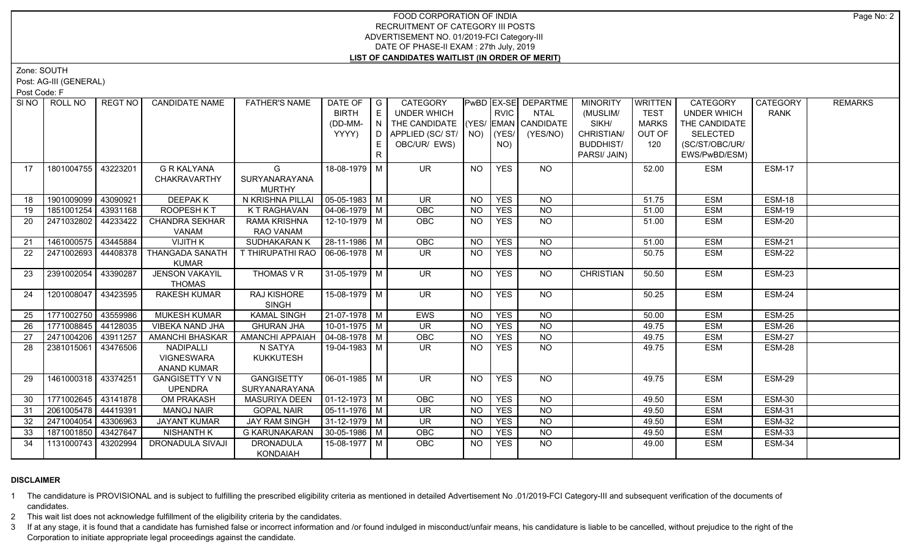# FOOD CORPORATION OF INDIA
## RECRUITMENT OF CATEGORY III POSTS
## ADVERTISEMENT NO. 01/2019-FCI Category-III
## DATE OF PHASE-II EXAM : 27th July, 2019
## LIST OF CANDIDATES WAITLIST (IN ORDER OF MERIT)

Zone: SOUTH

Post: AG-III (GENERAL)

Post Code: F

| SI NO | ROLL NO | REGT NO | CANDIDATE NAME | FATHER'S NAME | DATE OF BIRTH (DD-MM-YYYY) | GENDER | CATEGORY UNDER WHICH THE CANDIDATE APPLIED (SC/ ST/ OBC/UR/ EWS) | PwBD (YES/ NO) | EX-SERVICEMAN (YES/ NO) | DEPARTMENTAL CANDIDATE (YES/NO) | MINORITY (MUSLIM/ SIKH/ CHRISTIAN/ BUDDHIST/ PARSI/ JAIN) | WRITTEN TEST MARKS OUT OF 120 | CATEGORY UNDER WHICH THE CANDIDATE SELECTED (SC/ST/OBC/UR/ EWS/PwBD/ESM) | CATEGORY RANK | REMARKS |
|---|---|---|---|---|---|---|---|---|---|---|---|---|---|---|---|
| 17 | 1801004755 | 43223201 | G R KALYANA CHAKRAVARTHY | G SURYANARAYANA MURTHY | 18-08-1979 | M | UR | NO | YES | NO | | 52.00 | ESM | ESM-17 | |
| 18 | 1901009099 | 43090921 | DEEPAK K | N KRISHNA PILLAI | 05-05-1983 | M | UR | NO | YES | NO | | 51.75 | ESM | ESM-18 | |
| 19 | 1851001254 | 43931168 | ROOPESH K T | K T RAGHAVAN | 04-06-1979 | M | OBC | NO | YES | NO | | 51.00 | ESM | ESM-19 | |
| 20 | 2471032802 | 44233422 | CHANDRA SEKHAR VANAM | RAMA KRISHNA RAO VANAM | 12-10-1979 | M | OBC | NO | YES | NO | | 51.00 | ESM | ESM-20 | |
| 21 | 1461000575 | 43445884 | VIJITH K | SUDHAKARAN K | 28-11-1986 | M | OBC | NO | YES | NO | | 51.00 | ESM | ESM-21 | |
| 22 | 2471002693 | 44408378 | THANGADA SANATH KUMAR | T THIRUPATHI RAO | 06-06-1978 | M | UR | NO | YES | NO | | 50.75 | ESM | ESM-22 | |
| 23 | 2391002054 | 43390287 | JENSON VAKAYIL THOMAS | THOMAS V R | 31-05-1979 | M | UR | NO | YES | NO | CHRISTIAN | 50.50 | ESM | ESM-23 | |
| 24 | 1201008047 | 43423595 | RAKESH KUMAR | RAJ KISHORE SINGH | 15-08-1979 | M | UR | NO | YES | NO | | 50.25 | ESM | ESM-24 | |
| 25 | 1771002750 | 43559986 | MUKESH KUMAR | KAMAL SINGH | 21-07-1978 | M | EWS | NO | YES | NO | | 50.00 | ESM | ESM-25 | |
| 26 | 1771008845 | 44128035 | VIBEKA NAND JHA | GHURAN JHA | 10-01-1975 | M | UR | NO | YES | NO | | 49.75 | ESM | ESM-26 | |
| 27 | 2471004206 | 43911257 | AMANCHI BHASKAR | AMANCHI APPAIAH | 04-08-1978 | M | OBC | NO | YES | NO | | 49.75 | ESM | ESM-27 | |
| 28 | 2381015061 | 43476506 | NADIPALLI VIGNESWARA ANAND KUMAR | N SATYA KUKKUTESH | 19-04-1983 | M | UR | NO | YES | NO | | 49.75 | ESM | ESM-28 | |
| 29 | 1461000318 | 43374251 | GANGISETTY V N UPENDRA | GANGISETTY SURYANARAYANA | 06-01-1985 | M | UR | NO | YES | NO | | 49.75 | ESM | ESM-29 | |
| 30 | 1771002645 | 43141878 | OM PRAKASH | MASURIYA DEEN | 01-12-1973 | M | OBC | NO | YES | NO | | 49.50 | ESM | ESM-30 | |
| 31 | 2061005478 | 44419391 | MANOJ NAIR | GOPAL NAIR | 05-11-1976 | M | UR | NO | YES | NO | | 49.50 | ESM | ESM-31 | |
| 32 | 2471004054 | 43306963 | JAYANT KUMAR | JAY RAM SINGH | 31-12-1979 | M | UR | NO | YES | NO | | 49.50 | ESM | ESM-32 | |
| 33 | 1871001850 | 43427647 | NISHANTH K | G KARUNAKARAN | 30-05-1986 | M | OBC | NO | YES | NO | | 49.50 | ESM | ESM-33 | |
| 34 | 1131000743 | 43202994 | DRONADULA SIVAJI | DRONADULA KONDAIAH | 15-08-1977 | M | OBC | NO | YES | NO | | 49.00 | ESM | ESM-34 | |

**DISCLAIMER**

1. The candidature is PROVISIONAL and is subject to fulfilling the prescribed eligibility criteria as mentioned in detailed Advertisement No .01/2019-FCI Category-III and subsequent verification of the documents of candidates.
2. This wait list does not acknowledge fulfillment of the eligibility criteria by the candidates.
3. If at any stage, it is found that a candidate has furnished false or incorrect information and /or found indulged in misconduct/unfair means, his candidature is liable to be cancelled, without prejudice to the right of the Corporation to initiate appropriate legal proceedings against the candidate.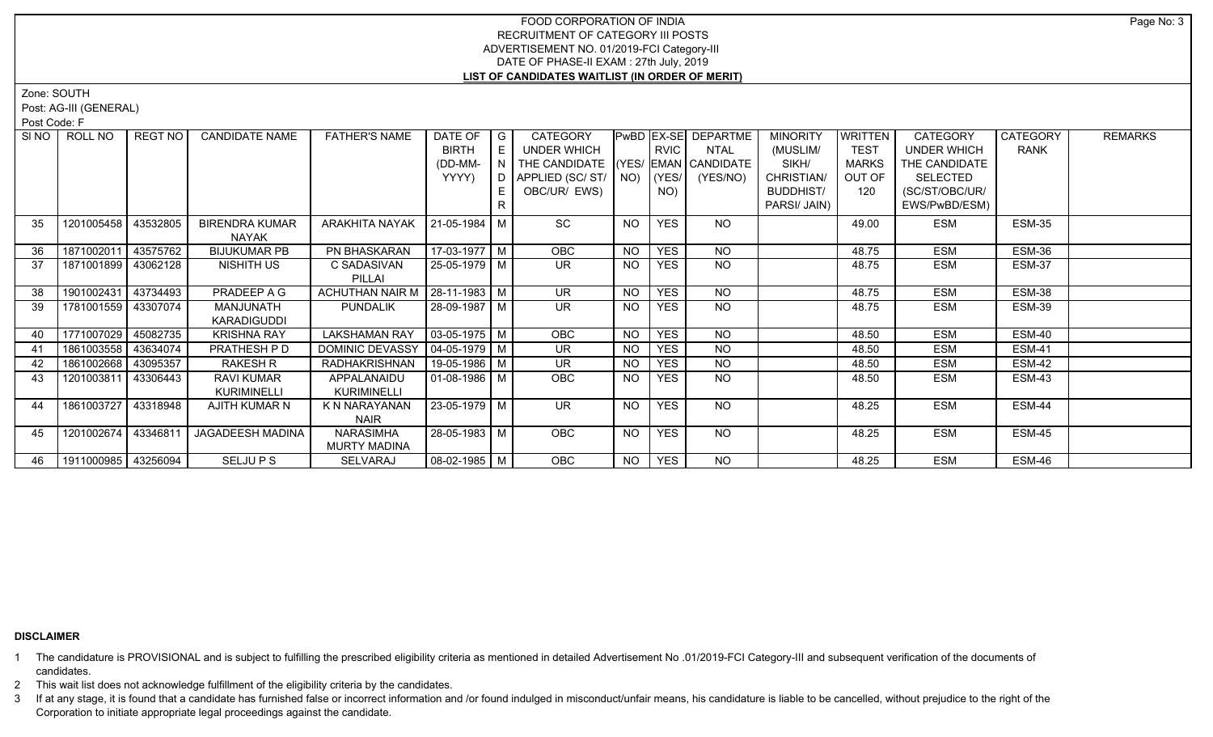FOOD CORPORATION OF INDIA
RECRUITMENT OF CATEGORY III POSTS
ADVERTISEMENT NO. 01/2019-FCI Category-III
DATE OF PHASE-II EXAM : 27th July, 2019
**LIST OF CANDIDATES WAITLIST (IN ORDER OF MERIT)**

Zone: SOUTH
Post: AG-III (GENERAL)
Post Code: F

| Sl NO | ROLL NO | REGT NO | CANDIDATE NAME | FATHER'S NAME | DATE OF BIRTH (DD-MM-YYYY) | GENDER | CATEGORY UNDER WHICH THE CANDIDATE APPLIED (SC/ ST/ OBC/UR/ EWS) | PwBD (YES/ NO) | EX-SERVICEMAN (YES/ NO) | DEPARTMENTAL CANDIDATE (YES/NO) | MINORITY (MUSLIM/ SIKH/ CHRISTIAN/ BUDDHIST/ PARSI/ JAIN) | WRITTEN TEST MARKS OUT OF 120 | CATEGORY UNDER WHICH THE CANDIDATE SELECTED (SC/ST/OBC/UR/ EWS/PwBD/ESM) | CATEGORY RANK | REMARKS |
|---|---|---|---|---|---|---|---|---|---|---|---|---|---|---|---|
| 35 | 1201005458 | 43532805 | BIRENDRA KUMAR NAYAK | ARAKHITA NAYAK | 21-05-1984 | M | SC | NO | YES | NO | | 49.00 | ESM | ESM-35 | |
| 36 | 1871002011 | 43575762 | BIJUKUMAR PB | PN BHASKARAN | 17-03-1977 | M | OBC | NO | YES | NO | | 48.75 | ESM | ESM-36 | |
| 37 | 1871001899 | 43062128 | NISHITH US | C SADASIVAN PILLAI | 25-05-1979 | M | UR | NO | YES | NO | | 48.75 | ESM | ESM-37 | |
| 38 | 1901002431 | 43734493 | PRADEEP A G | ACHUTHAN NAIR M | 28-11-1983 | M | UR | NO | YES | NO | | 48.75 | ESM | ESM-38 | |
| 39 | 1781001559 | 43307074 | MANJUNATH KARADIGUDDI | PUNDALIK | 28-09-1987 | M | UR | NO | YES | NO | | 48.75 | ESM | ESM-39 | |
| 40 | 1771007029 | 45082735 | KRISHNA RAY | LAKSHAMAN RAY | 03-05-1975 | M | OBC | NO | YES | NO | | 48.50 | ESM | ESM-40 | |
| 41 | 1861003558 | 43634074 | PRATHESH P D | DOMINIC DEVASSY | 04-05-1979 | M | UR | NO | YES | NO | | 48.50 | ESM | ESM-41 | |
| 42 | 1861002668 | 43095357 | RAKESH R | RADHAKRISHNAN | 19-05-1986 | M | UR | NO | YES | NO | | 48.50 | ESM | ESM-42 | |
| 43 | 1201003811 | 43306443 | RAVI KUMAR KURIMINELLI | APPALANAIDU KURIMINELLI | 01-08-1986 | M | OBC | NO | YES | NO | | 48.50 | ESM | ESM-43 | |
| 44 | 1861003727 | 43318948 | AJITH KUMAR N | K N NARAYANAN NAIR | 23-05-1979 | M | UR | NO | YES | NO | | 48.25 | ESM | ESM-44 | |
| 45 | 1201002674 | 43346811 | JAGADEESH MADINA | NARASIMHA MURTY MADINA | 28-05-1983 | M | OBC | NO | YES | NO | | 48.25 | ESM | ESM-45 | |
| 46 | 1911000985 | 43256094 | SELJU P S | SELVARAJ | 08-02-1985 | M | OBC | NO | YES | NO | | 48.25 | ESM | ESM-46 | |

**DISCLAIMER**

1. The candidature is PROVISIONAL and is subject to fulfilling the prescribed eligibility criteria as mentioned in detailed Advertisement No .01/2019-FCI Category-III and subsequent verification of the documents of candidates.
2. This wait list does not acknowledge fulfillment of the eligibility criteria by the candidates.
3. If at any stage, it is found that a candidate has furnished false or incorrect information and /or found indulged in misconduct/unfair means, his candidature is liable to be cancelled, without prejudice to the right of the Corporation to initiate appropriate legal proceedings against the candidate.